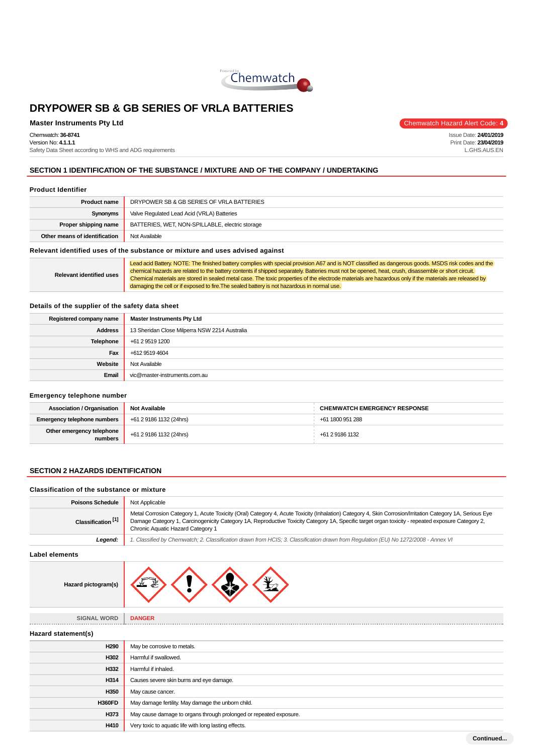# DRYPOWER SB & GB SERIES OF VRLA BATTERIES

**Master Instruments Pty Ltd**

Chemwatch Hazard Alert Code: **4**

Chemwatch: **36-8741**
Version No: **4.1.1.1**
Safety Data Sheet according to WHS and ADG requirements

Issue Date: **24/01/2019**
Print Date: **23/04/2019**
L.GHS.AUS.EN

## SECTION 1 IDENTIFICATION OF THE SUBSTANCE / MIXTURE AND OF THE COMPANY / UNDERTAKING

### Product Identifier

| | |
|---|---|
| **Product name** | DRYPOWER SB & GB SERIES OF VRLA BATTERIES |
| **Synonyms** | Valve Regulated Lead Acid (VRLA) Batteries |
| **Proper shipping name** | BATTERIES, WET, NON-SPILLABLE, electric storage |
| **Other means of identification** | Not Available |

### Relevant identified uses of the substance or mixture and uses advised against

| | |
|---|---|
| **Relevant identified uses** | Lead acid Battery. NOTE: The finished battery complies with special provision A67 and is NOT classified as dangerous goods. MSDS risk codes and the chemical hazards are related to the battery contents if shipped separately. Batteries must not be opened, heat, crush, disassemble or short circuit. Chemical materials are stored in sealed metal case. The toxic properties of the electrode materials are hazardous only if the materials are released by damaging the cell or if exposed to fire.The sealed battery is not hazardous in normal use. |

### Details of the supplier of the safety data sheet

| | |
|---|---|
| **Registered company name** | **Master Instruments Pty Ltd** |
| **Address** | 13 Sheridan Close Milperra NSW 2214 Australia |
| **Telephone** | +61 2 9519 1200 |
| **Fax** | +612 9519 4604 |
| **Website** | Not Available |
| **Email** | vic@master-instruments.com.au |

### Emergency telephone number

| | | |
|---|---|---|
| **Association / Organisation** | **Not Available** | **CHEMWATCH EMERGENCY RESPONSE** |
| **Emergency telephone numbers** | +61 2 9186 1132 (24hrs) | +61 1800 951 288 |
| **Other emergency telephone numbers** | +61 2 9186 1132 (24hrs) | +61 2 9186 1132 |

## SECTION 2 HAZARDS IDENTIFICATION

### Classification of the substance or mixture

| | |
|---|---|
| **Poisons Schedule** | Not Applicable |
| **Classification [1]** | Metal Corrosion Category 1, Acute Toxicity (Oral) Category 4, Acute Toxicity (Inhalation) Category 4, Skin Corrosion/Irritation Category 1A, Serious Eye Damage Category 1, Carcinogenicity Category 1A, Reproductive Toxicity Category 1A, Specific target organ toxicity - repeated exposure Category 2, Chronic Aquatic Hazard Category 1 |
| ***Legend:*** | *1. Classified by Chemwatch; 2. Classification drawn from HCIS; 3. Classification drawn from Regulation (EU) No 1272/2008 - Annex VI* |

### Label elements

| | |
|---|---|
| **Hazard pictogram(s)** | |
| SIGNAL WORD | **DANGER** |

### Hazard statement(s)

| | |
|---|---|
| **H290** | May be corrosive to metals. |
| **H302** | Harmful if swallowed. |
| **H332** | Harmful if inhaled. |
| **H314** | Causes severe skin burns and eye damage. |
| **H350** | May cause cancer. |
| **H360FD** | May damage fertility. May damage the unborn child. |
| **H373** | May cause damage to organs through prolonged or repeated exposure. |
| **H410** | Very toxic to aquatic life with long lasting effects. |

Continued...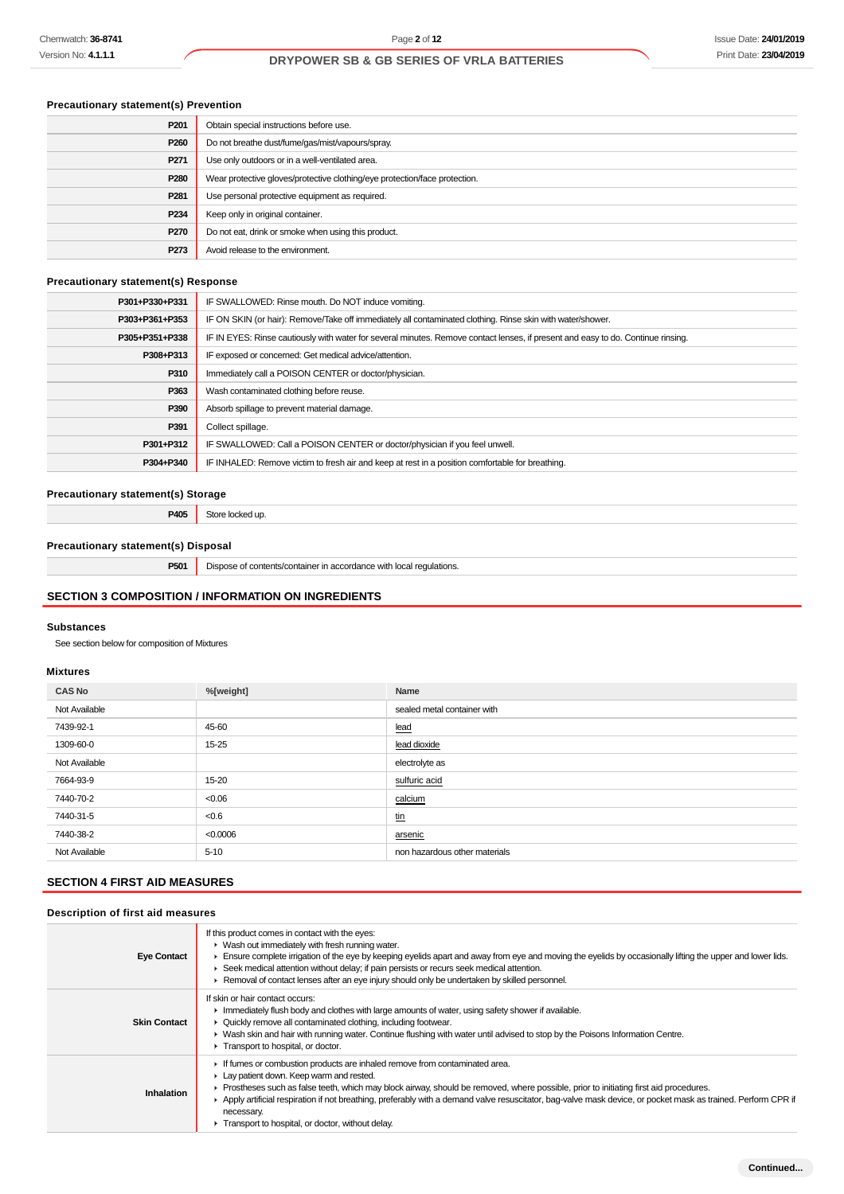### Precautionary statement(s) Prevention

| | |
|---|---|
| P201 | Obtain special instructions before use. |
| P260 | Do not breathe dust/fume/gas/mist/vapours/spray. |
| P271 | Use only outdoors or in a well-ventilated area. |
| P280 | Wear protective gloves/protective clothing/eye protection/face protection. |
| P281 | Use personal protective equipment as required. |
| P234 | Keep only in original container. |
| P270 | Do not eat, drink or smoke when using this product. |
| P273 | Avoid release to the environment. |

### Precautionary statement(s) Response

| | |
|---|---|
| P301+P330+P331 | IF SWALLOWED: Rinse mouth. Do NOT induce vomiting. |
| P303+P361+P353 | IF ON SKIN (or hair): Remove/Take off immediately all contaminated clothing. Rinse skin with water/shower. |
| P305+P351+P338 | IF IN EYES: Rinse cautiously with water for several minutes. Remove contact lenses, if present and easy to do. Continue rinsing. |
| P308+P313 | IF exposed or concerned: Get medical advice/attention. |
| P310 | Immediately call a POISON CENTER or doctor/physician. |
| P363 | Wash contaminated clothing before reuse. |
| P390 | Absorb spillage to prevent material damage. |
| P391 | Collect spillage. |
| P301+P312 | IF SWALLOWED: Call a POISON CENTER or doctor/physician if you feel unwell. |
| P304+P340 | IF INHALED: Remove victim to fresh air and keep at rest in a position comfortable for breathing. |

### Precautionary statement(s) Storage

| | |
|---|---|
| P405 | Store locked up. |

### Precautionary statement(s) Disposal

| | |
|---|---|
| P501 | Dispose of contents/container in accordance with local regulations. |

## SECTION 3 COMPOSITION / INFORMATION ON INGREDIENTS

### Substances

See section below for composition of Mixtures

### Mixtures

| CAS No | %[weight] | Name |
|---|---|---|
| Not Available | | sealed metal container with |
| 7439-92-1 | 45-60 | lead |
| 1309-60-0 | 15-25 | lead dioxide |
| Not Available | | electrolyte as |
| 7664-93-9 | 15-20 | sulfuric acid |
| 7440-70-2 | <0.06 | calcium |
| 7440-31-5 | <0.6 | tin |
| 7440-38-2 | <0.0006 | arsenic |
| Not Available | 5-10 | non hazardous other materials |

## SECTION 4 FIRST AID MEASURES

### Description of first aid measures

| | |
|---|---|
| Eye Contact | If this product comes in contact with the eyes:<br>▸ Wash out immediately with fresh running water.<br>▸ Ensure complete irrigation of the eye by keeping eyelids apart and away from eye and moving the eyelids by occasionally lifting the upper and lower lids.<br>▸ Seek medical attention without delay; if pain persists or recurs seek medical attention.<br>▸ Removal of contact lenses after an eye injury should only be undertaken by skilled personnel. |
| Skin Contact | If skin or hair contact occurs:<br>▸ Immediately flush body and clothes with large amounts of water, using safety shower if available.<br>▸ Quickly remove all contaminated clothing, including footwear.<br>▸ Wash skin and hair with running water. Continue flushing with water until advised to stop by the Poisons Information Centre.<br>▸ Transport to hospital, or doctor. |
| Inhalation | ▸ If fumes or combustion products are inhaled remove from contaminated area.<br>▸ Lay patient down. Keep warm and rested.<br>▸ Prostheses such as false teeth, which may block airway, should be removed, where possible, prior to initiating first aid procedures.<br>▸ Apply artificial respiration if not breathing, preferably with a demand valve resuscitator, bag-valve mask device, or pocket mask as trained. Perform CPR if necessary.<br>▸ Transport to hospital, or doctor, without delay. |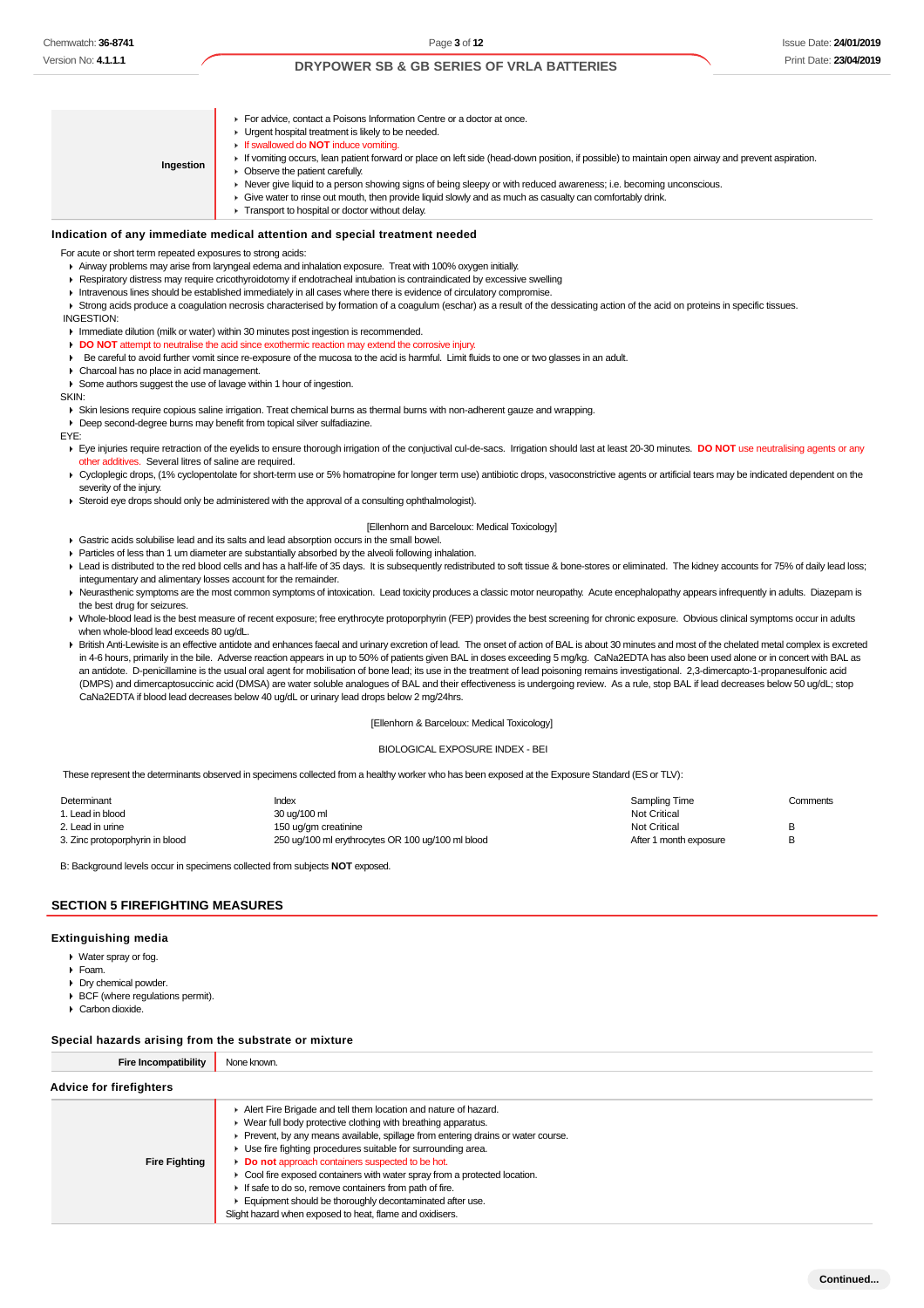| | |
|---|---|
| **Ingestion** | - For advice, contact a Poisons Information Centre or a doctor at once.<br>- Urgent hospital treatment is likely to be needed.<br>- If swallowed do **NOT** induce vomiting.<br>- If vomiting occurs, lean patient forward or place on left side (head-down position, if possible) to maintain open airway and prevent aspiration.<br>- Observe the patient carefully.<br>- Never give liquid to a person showing signs of being sleepy or with reduced awareness; i.e. becoming unconscious.<br>- Give water to rinse out mouth, then provide liquid slowly and as much as casualty can comfortably drink.<br>- Transport to hospital or doctor without delay. |

### Indication of any immediate medical attention and special treatment needed

For acute or short term repeated exposures to strong acids:

- Airway problems may arise from laryngeal edema and inhalation exposure. Treat with 100% oxygen initially.
- Respiratory distress may require cricothyroidotomy if endotracheal intubation is contraindicated by excessive swelling
- Intravenous lines should be established immediately in all cases where there is evidence of circulatory compromise.
- Strong acids produce a coagulation necrosis characterised by formation of a coagulum (eschar) as a result of the dessicating action of the acid on proteins in specific tissues.

INGESTION:

- Immediate dilution (milk or water) within 30 minutes post ingestion is recommended.
- **DO NOT** attempt to neutralise the acid since exothermic reaction may extend the corrosive injury.
- Be careful to avoid further vomit since re-exposure of the mucosa to the acid is harmful. Limit fluids to one or two glasses in an adult.
- Charcoal has no place in acid management.
- Some authors suggest the use of lavage within 1 hour of ingestion.

SKIN:

- Skin lesions require copious saline irrigation. Treat chemical burns as thermal burns with non-adherent gauze and wrapping.
- Deep second-degree burns may benefit from topical silver sulfadiazine.

EYE:

- Eye injuries require retraction of the eyelids to ensure thorough irrigation of the conjuctival cul-de-sacs. Irrigation should last at least 20-30 minutes. **DO NOT** use neutralising agents or any other additives. Several litres of saline are required.
- Cycloplegic drops, (1% cyclopentolate for short-term use or 5% homatropine for longer term use) antibiotic drops, vasoconstrictive agents or artificial tears may be indicated dependent on the severity of the injury.
- Steroid eye drops should only be administered with the approval of a consulting ophthalmologist).

[Ellenhorn and Barceloux: Medical Toxicology]

- Gastric acids solubilise lead and its salts and lead absorption occurs in the small bowel.
- Particles of less than 1 um diameter are substantially absorbed by the alveoli following inhalation.
- Lead is distributed to the red blood cells and has a half-life of 35 days. It is subsequently redistributed to soft tissue & bone-stores or eliminated. The kidney accounts for 75% of daily lead loss; integumentary and alimentary losses account for the remainder.
- Neurasthenic symptoms are the most common symptoms of intoxication. Lead toxicity produces a classic motor neuropathy. Acute encephalopathy appears infrequently in adults. Diazepam is the best drug for seizures.
- Whole-blood lead is the best measure of recent exposure; free erythrocyte protoporphyrin (FEP) provides the best screening for chronic exposure. Obvious clinical symptoms occur in adults when whole-blood lead exceeds 80 ug/dL.
- British Anti-Lewisite is an effective antidote and enhances faecal and urinary excretion of lead. The onset of action of BAL is about 30 minutes and most of the chelated metal complex is excreted in 4-6 hours, primarily in the bile. Adverse reaction appears in up to 50% of patients given BAL in doses exceeding 5 mg/kg. CaNa2EDTA has also been used alone or in concert with BAL as an antidote. D-penicillamine is the usual oral agent for mobilisation of bone lead; its use in the treatment of lead poisoning remains investigational. 2,3-dimercapto-1-propanesulfonic acid (DMPS) and dimercaptosuccinic acid (DMSA) are water soluble analogues of BAL and their effectiveness is undergoing review. As a rule, stop BAL if lead decreases below 50 ug/dL; stop CaNa2EDTA if blood lead decreases below 40 ug/dL or urinary lead drops below 2 mg/24hrs.

[Ellenhorn & Barceloux: Medical Toxicology]

BIOLOGICAL EXPOSURE INDEX - BEI

These represent the determinants observed in specimens collected from a healthy worker who has been exposed at the Exposure Standard (ES or TLV):

| Determinant | Index | Sampling Time | Comments |
|---|---|---|---|
| 1. Lead in blood | 30 ug/100 ml | Not Critical | |
| 2. Lead in urine | 150 ug/gm creatinine | Not Critical | B |
| 3. Zinc protoporphyrin in blood | 250 ug/100 ml erythrocytes OR 100 ug/100 ml blood | After 1 month exposure | B |

B: Background levels occur in specimens collected from subjects **NOT** exposed.

## SECTION 5 FIREFIGHTING MEASURES

### Extinguishing media

- Water spray or fog.
- Foam.
- Dry chemical powder.
- BCF (where regulations permit).
- Carbon dioxide.

### Special hazards arising from the substrate or mixture

| | |
|---|---|
| **Fire Incompatibility** | None known. |

### Advice for firefighters

| | |
|---|---|
| **Fire Fighting** | - Alert Fire Brigade and tell them location and nature of hazard.<br>- Wear full body protective clothing with breathing apparatus.<br>- Prevent, by any means available, spillage from entering drains or water course.<br>- Use fire fighting procedures suitable for surrounding area.<br>- **Do not** approach containers suspected to be hot.<br>- Cool fire exposed containers with water spray from a protected location.<br>- If safe to do so, remove containers from path of fire.<br>- Equipment should be thoroughly decontaminated after use.<br>Slight hazard when exposed to heat, flame and oxidisers. |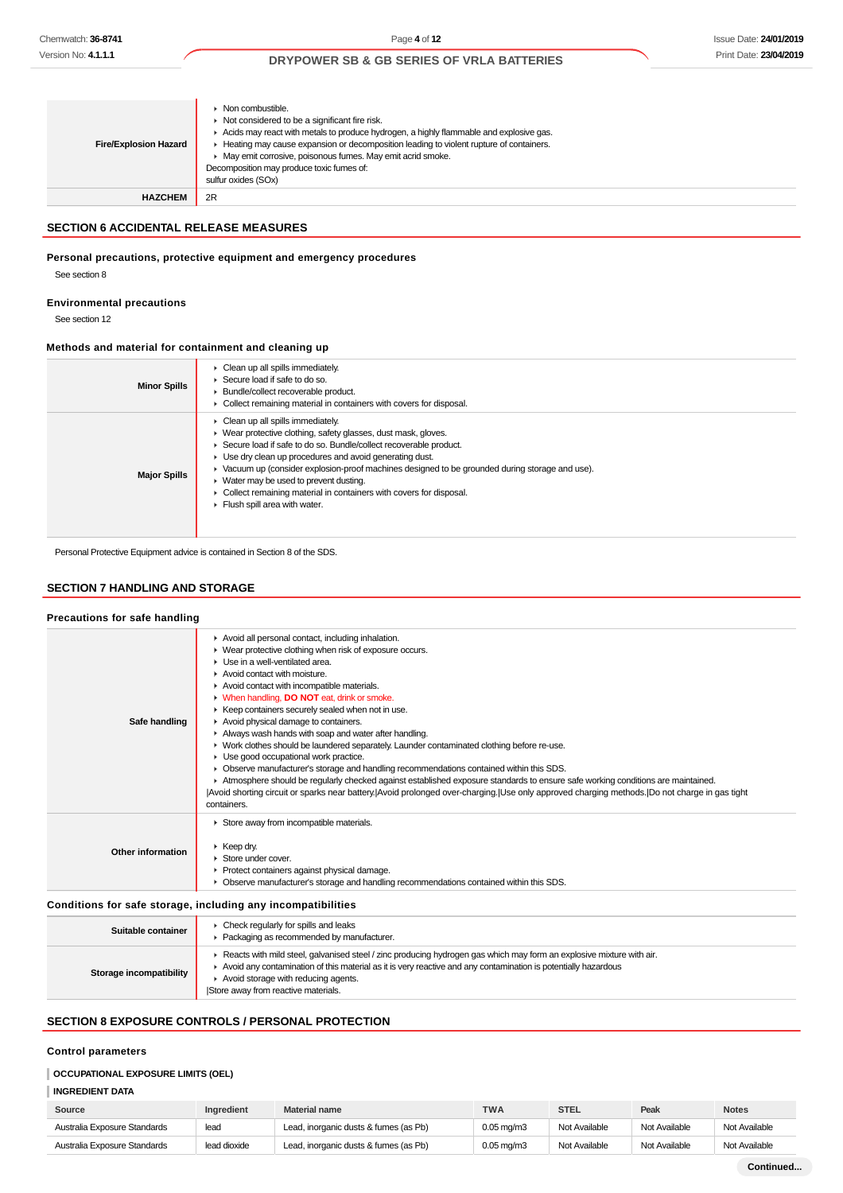| | |
|---|---|
| **Fire/Explosion Hazard** | ▸ Non combustible.<br>▸ Not considered to be a significant fire risk.<br>▸ Acids may react with metals to produce hydrogen, a highly flammable and explosive gas.<br>▸ Heating may cause expansion or decomposition leading to violent rupture of containers.<br>▸ May emit corrosive, poisonous fumes. May emit acrid smoke.<br>Decomposition may produce toxic fumes of:<br>sulfur oxides (SOx) |
| **HAZCHEM** | 2R |

## SECTION 6 ACCIDENTAL RELEASE MEASURES

### Personal precautions, protective equipment and emergency procedures

See section 8

### Environmental precautions

See section 12

### Methods and material for containment and cleaning up

| | |
|---|---|
| **Minor Spills** | ▸ Clean up all spills immediately.<br>▸ Secure load if safe to do so.<br>▸ Bundle/collect recoverable product.<br>▸ Collect remaining material in containers with covers for disposal. |
| **Major Spills** | ▸ Clean up all spills immediately.<br>▸ Wear protective clothing, safety glasses, dust mask, gloves.<br>▸ Secure load if safe to do so. Bundle/collect recoverable product.<br>▸ Use dry clean up procedures and avoid generating dust.<br>▸ Vacuum up (consider explosion-proof machines designed to be grounded during storage and use).<br>▸ Water may be used to prevent dusting.<br>▸ Collect remaining material in containers with covers for disposal.<br>▸ Flush spill area with water. |

Personal Protective Equipment advice is contained in Section 8 of the SDS.

## SECTION 7 HANDLING AND STORAGE

### Precautions for safe handling

| | |
|---|---|
| **Safe handling** | ▸ Avoid all personal contact, including inhalation.<br>▸ Wear protective clothing when risk of exposure occurs.<br>▸ Use in a well-ventilated area.<br>▸ Avoid contact with moisture.<br>▸ Avoid contact with incompatible materials.<br>▸ When handling, **DO NOT** eat, drink or smoke.<br>▸ Keep containers securely sealed when not in use.<br>▸ Avoid physical damage to containers.<br>▸ Always wash hands with soap and water after handling.<br>▸ Work clothes should be laundered separately. Launder contaminated clothing before re-use.<br>▸ Use good occupational work practice.<br>▸ Observe manufacturer's storage and handling recommendations contained within this SDS.<br>▸ Atmosphere should be regularly checked against established exposure standards to ensure safe working conditions are maintained.<br>\|Avoid shorting circuit or sparks near battery.\|Avoid prolonged over-charging.\|Use only approved charging methods.\|Do not charge in gas tight containers. |
| **Other information** | ▸ Store away from incompatible materials.<br><br>▸ Keep dry.<br>▸ Store under cover.<br>▸ Protect containers against physical damage.<br>▸ Observe manufacturer's storage and handling recommendations contained within this SDS. |

### Conditions for safe storage, including any incompatibilities

| | |
|---|---|
| **Suitable container** | ▸ Check regularly for spills and leaks<br>▸ Packaging as recommended by manufacturer. |
| **Storage incompatibility** | ▸ Reacts with mild steel, galvanised steel / zinc producing hydrogen gas which may form an explosive mixture with air.<br>▸ Avoid any contamination of this material as it is very reactive and any contamination is potentially hazardous<br>▸ Avoid storage with reducing agents.<br>\|Store away from reactive materials. |

## SECTION 8 EXPOSURE CONTROLS / PERSONAL PROTECTION

### Control parameters

**OCCUPATIONAL EXPOSURE LIMITS (OEL)**

**INGREDIENT DATA**

| Source | Ingredient | Material name | TWA | STEL | Peak | Notes |
|---|---|---|---|---|---|---|
| Australia Exposure Standards | lead | Lead, inorganic dusts & fumes (as Pb) | 0.05 mg/m3 | Not Available | Not Available | Not Available |
| Australia Exposure Standards | lead dioxide | Lead, inorganic dusts & fumes (as Pb) | 0.05 mg/m3 | Not Available | Not Available | Not Available |

Continued...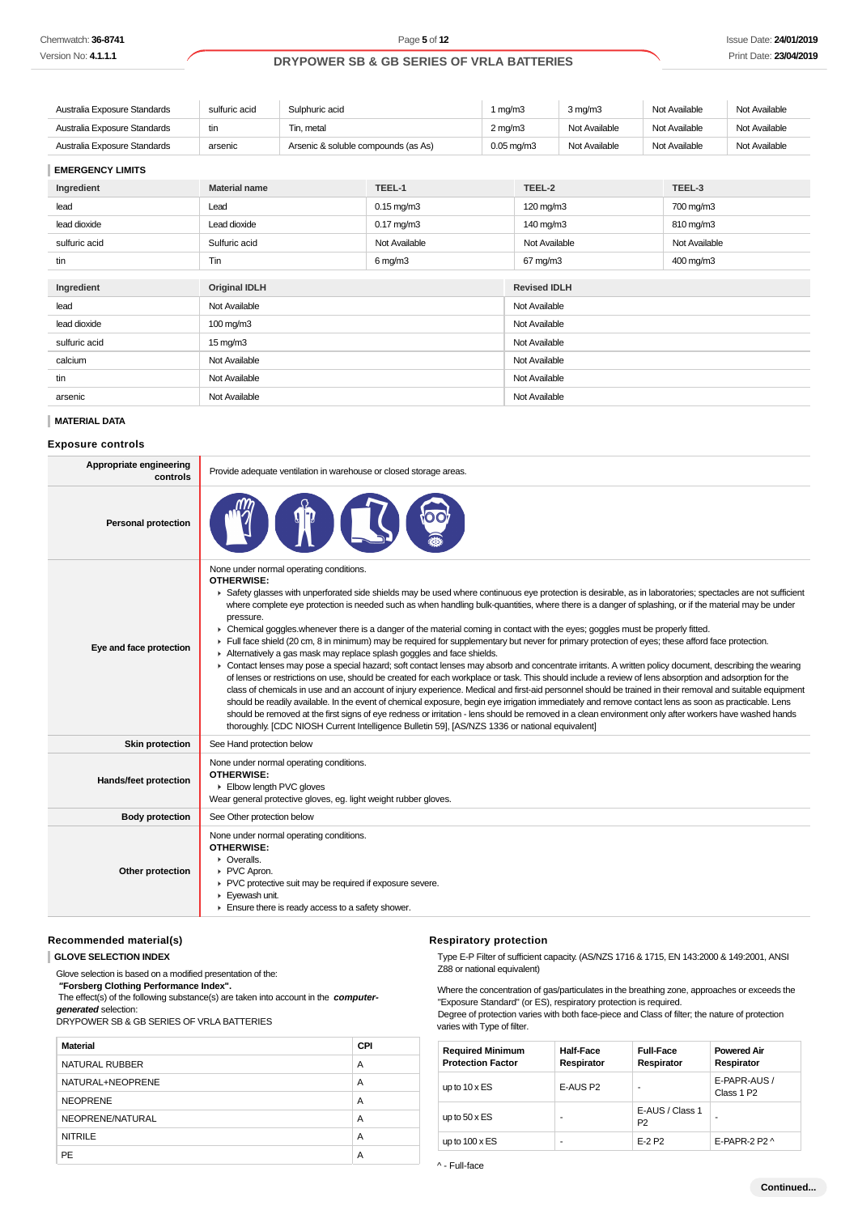| Australia Exposure Standards | sulfuric acid | Sulphuric acid | 1 mg/m3 | 3 mg/m3 | Not Available | Not Available |
|---|---|---|---|---|---|---|
| Australia Exposure Standards | tin | Tin, metal | 2 mg/m3 | Not Available | Not Available | Not Available |
| Australia Exposure Standards | arsenic | Arsenic & soluble compounds (as As) | 0.05 mg/m3 | Not Available | Not Available | Not Available |

### EMERGENCY LIMITS

| Ingredient | Material name | TEEL-1 | TEEL-2 | TEEL-3 |
|---|---|---|---|---|
| lead | Lead | 0.15 mg/m3 | 120 mg/m3 | 700 mg/m3 |
| lead dioxide | Lead dioxide | 0.17 mg/m3 | 140 mg/m3 | 810 mg/m3 |
| sulfuric acid | Sulfuric acid | Not Available | Not Available | Not Available |
| tin | Tin | 6 mg/m3 | 67 mg/m3 | 400 mg/m3 |

| Ingredient | Original IDLH | Revised IDLH |
|---|---|---|
| lead | Not Available | Not Available |
| lead dioxide | 100 mg/m3 | Not Available |
| sulfuric acid | 15 mg/m3 | Not Available |
| calcium | Not Available | Not Available |
| tin | Not Available | Not Available |
| arsenic | Not Available | Not Available |

### MATERIAL DATA

## Exposure controls

| | |
|---|---|
| **Appropriate engineering controls** | Provide adequate ventilation in warehouse or closed storage areas. |
| **Personal protection** | |
| **Eye and face protection** | None under normal operating conditions.<br>**OTHERWISE:**<br>▸ Safety glasses with unperforated side shields may be used where continuous eye protection is desirable, as in laboratories; spectacles are not sufficient where complete eye protection is needed such as when handling bulk-quantities, where there is a danger of splashing, or if the material may be under pressure.<br>▸ Chemical goggles.whenever there is a danger of the material coming in contact with the eyes; goggles must be properly fitted.<br>▸ Full face shield (20 cm, 8 in minimum) may be required for supplementary but never for primary protection of eyes; these afford face protection.<br>▸ Alternatively a gas mask may replace splash goggles and face shields.<br>▸ Contact lenses may pose a special hazard; soft contact lenses may absorb and concentrate irritants. A written policy document, describing the wearing of lenses or restrictions on use, should be created for each workplace or task. This should include a review of lens absorption and adsorption for the class of chemicals in use and an account of injury experience. Medical and first-aid personnel should be trained in their removal and suitable equipment should be readily available. In the event of chemical exposure, begin eye irrigation immediately and remove contact lens as soon as practicable. Lens should be removed at the first signs of eye redness or irritation - lens should be removed in a clean environment only after workers have washed hands thoroughly. [CDC NIOSH Current Intelligence Bulletin 59], [AS/NZS 1336 or national equivalent] |
| **Skin protection** | See Hand protection below |
| **Hands/feet protection** | None under normal operating conditions.<br>**OTHERWISE:**<br>▸ Elbow length PVC gloves<br>Wear general protective gloves, eg. light weight rubber gloves. |
| **Body protection** | See Other protection below |
| **Other protection** | None under normal operating conditions.<br>**OTHERWISE:**<br>▸ Overalls.<br>▸ PVC Apron.<br>▸ PVC protective suit may be required if exposure severe.<br>▸ Eyewash unit.<br>▸ Ensure there is ready access to a safety shower. |

## Recommended material(s)

### GLOVE SELECTION INDEX

Glove selection is based on a modified presentation of the:
**"Forsberg Clothing Performance Index".**
The effect(s) of the following substance(s) are taken into account in the ***computer-generated*** selection:
DRYPOWER SB & GB SERIES OF VRLA BATTERIES

| Material | CPI |
|---|---|
| NATURAL RUBBER | A |
| NATURAL+NEOPRENE | A |
| NEOPRENE | A |
| NEOPRENE/NATURAL | A |
| NITRILE | A |
| PE | A |

## Respiratory protection

Type E-P Filter of sufficient capacity. (AS/NZS 1716 & 1715, EN 143:2000 & 149:2001, ANSI Z88 or national equivalent)

Where the concentration of gas/particulates in the breathing zone, approaches or exceeds the "Exposure Standard" (or ES), respiratory protection is required.
Degree of protection varies with both face-piece and Class of filter; the nature of protection varies with Type of filter.

| Required Minimum Protection Factor | Half-Face Respirator | Full-Face Respirator | Powered Air Respirator |
|---|---|---|---|
| up to 10 x ES | E-AUS P2 | - | E-PAPR-AUS / Class 1 P2 |
| up to 50 x ES | - | E-AUS / Class 1 P2 | - |
| up to 100 x ES | - | E-2 P2 | E-PAPR-2 P2 ^ |

^ - Full-face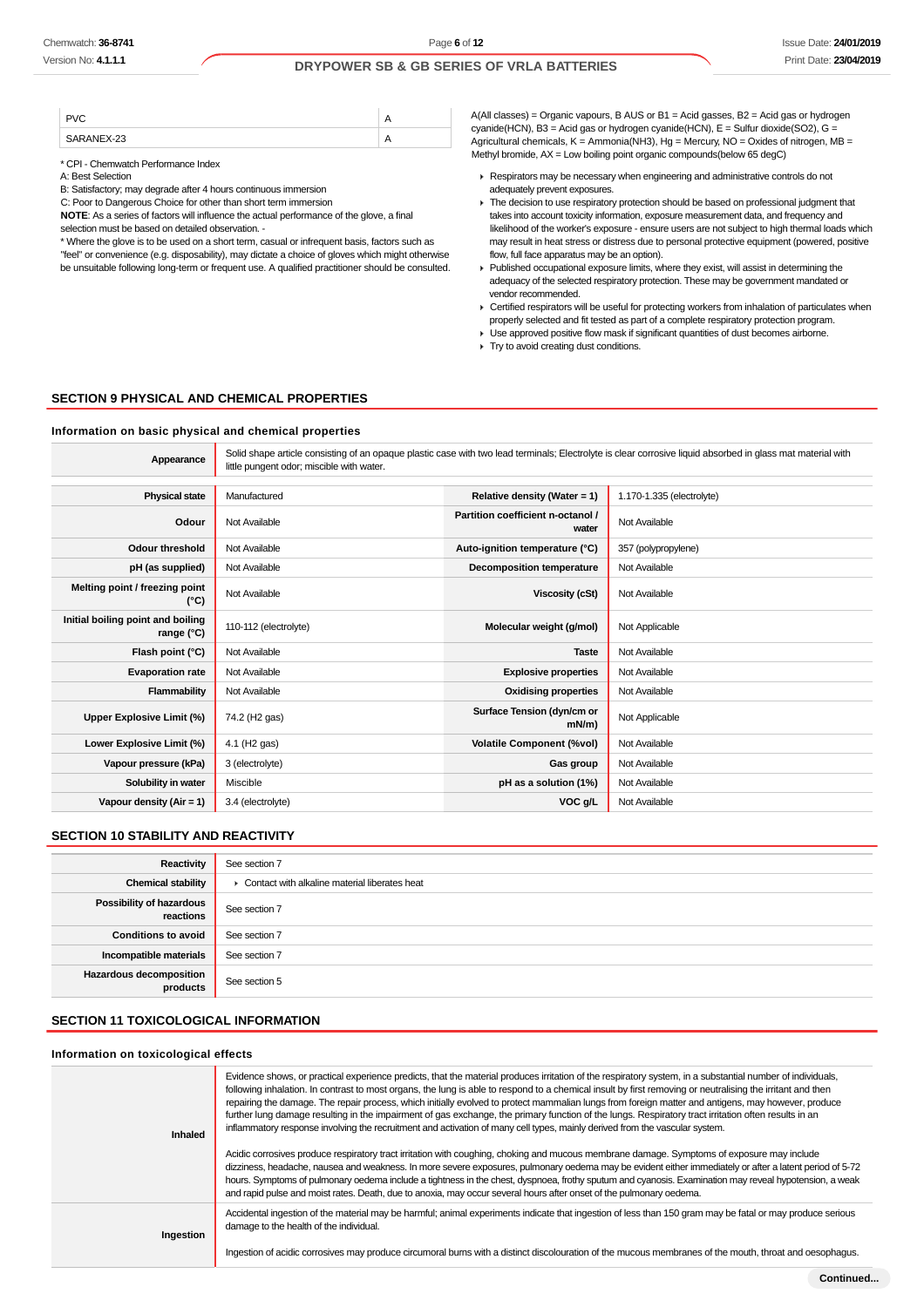| PVC | A |
|---|---|
| SARANEX-23 | A |

* CPI - Chemwatch Performance Index
A: Best Selection
B: Satisfactory; may degrade after 4 hours continuous immersion
C: Poor to Dangerous Choice for other than short term immersion
**NOTE**: As a series of factors will influence the actual performance of the glove, a final selection must be based on detailed observation. -
* Where the glove is to be used on a short term, casual or infrequent basis, factors such as "feel" or convenience (e.g. disposability), may dictate a choice of gloves which might otherwise be unsuitable following long-term or frequent use. A qualified practitioner should be consulted.

A(All classes) = Organic vapours, B AUS or B1 = Acid gasses, B2 = Acid gas or hydrogen cyanide(HCN), B3 = Acid gas or hydrogen cyanide(HCN), E = Sulfur dioxide(SO2), G = Agricultural chemicals, K = Ammonia(NH3), Hg = Mercury, NO = Oxides of nitrogen, MB = Methyl bromide, AX = Low boiling point organic compounds(below 65 degC)

- Respirators may be necessary when engineering and administrative controls do not adequately prevent exposures.
- The decision to use respiratory protection should be based on professional judgment that takes into account toxicity information, exposure measurement data, and frequency and likelihood of the worker's exposure - ensure users are not subject to high thermal loads which may result in heat stress or distress due to personal protective equipment (powered, positive flow, full face apparatus may be an option).
- Published occupational exposure limits, where they exist, will assist in determining the adequacy of the selected respiratory protection. These may be government mandated or vendor recommended.
- Certified respirators will be useful for protecting workers from inhalation of particulates when properly selected and fit tested as part of a complete respiratory protection program.
- Use approved positive flow mask if significant quantities of dust becomes airborne.
- Try to avoid creating dust conditions.

## SECTION 9 PHYSICAL AND CHEMICAL PROPERTIES

### Information on basic physical and chemical properties

| **Appearance** | Solid shape article consisting of an opaque plastic case with two lead terminals; Electrolyte is clear corrosive liquid absorbed in glass mat material with little pungent odor; miscible with water. |
|---|---|

| **Physical state** | Manufactured | **Relative density (Water = 1)** | 1.170-1.335 (electrolyte) |
|---|---|---|---|
| **Odour** | Not Available | **Partition coefficient n-octanol / water** | Not Available |
| **Odour threshold** | Not Available | **Auto-ignition temperature (°C)** | 357 (polypropylene) |
| **pH (as supplied)** | Not Available | **Decomposition temperature** | Not Available |
| **Melting point / freezing point (°C)** | Not Available | **Viscosity (cSt)** | Not Available |
| **Initial boiling point and boiling range (°C)** | 110-112 (electrolyte) | **Molecular weight (g/mol)** | Not Applicable |
| **Flash point (°C)** | Not Available | **Taste** | Not Available |
| **Evaporation rate** | Not Available | **Explosive properties** | Not Available |
| **Flammability** | Not Available | **Oxidising properties** | Not Available |
| **Upper Explosive Limit (%)** | 74.2 (H2 gas) | **Surface Tension (dyn/cm or mN/m)** | Not Applicable |
| **Lower Explosive Limit (%)** | 4.1 (H2 gas) | **Volatile Component (%vol)** | Not Available |
| **Vapour pressure (kPa)** | 3 (electrolyte) | **Gas group** | Not Available |
| **Solubility in water** | Miscible | **pH as a solution (1%)** | Not Available |
| **Vapour density (Air = 1)** | 3.4 (electrolyte) | **VOC g/L** | Not Available |

## SECTION 10 STABILITY AND REACTIVITY

| **Reactivity** | See section 7 |
|---|---|
| **Chemical stability** | - Contact with alkaline material liberates heat |
| **Possibility of hazardous reactions** | See section 7 |
| **Conditions to avoid** | See section 7 |
| **Incompatible materials** | See section 7 |
| **Hazardous decomposition products** | See section 5 |

## SECTION 11 TOXICOLOGICAL INFORMATION

### Information on toxicological effects

| | |
|---|---|
| **Inhaled** | Evidence shows, or practical experience predicts, that the material produces irritation of the respiratory system, in a substantial number of individuals, following inhalation. In contrast to most organs, the lung is able to respond to a chemical insult by first removing or neutralising the irritant and then repairing the damage. The repair process, which initially evolved to protect mammalian lungs from foreign matter and antigens, may however, produce further lung damage resulting in the impairment of gas exchange, the primary function of the lungs. Respiratory tract irritation often results in an inflammatory response involving the recruitment and activation of many cell types, mainly derived from the vascular system.<br><br>Acidic corrosives produce respiratory tract irritation with coughing, choking and mucous membrane damage. Symptoms of exposure may include dizziness, headache, nausea and weakness. In more severe exposures, pulmonary oedema may be evident either immediately or after a latent period of 5-72 hours. Symptoms of pulmonary oedema include a tightness in the chest, dyspnoea, frothy sputum and cyanosis. Examination may reveal hypotension, a weak and rapid pulse and moist rates. Death, due to anoxia, may occur several hours after onset of the pulmonary oedema. |
| **Ingestion** | Accidental ingestion of the material may be harmful; animal experiments indicate that ingestion of less than 150 gram may be fatal or may produce serious damage to the health of the individual.<br><br>Ingestion of acidic corrosives may produce circumoral burns with a distinct discolouration of the mucous membranes of the mouth, throat and oesophagus. |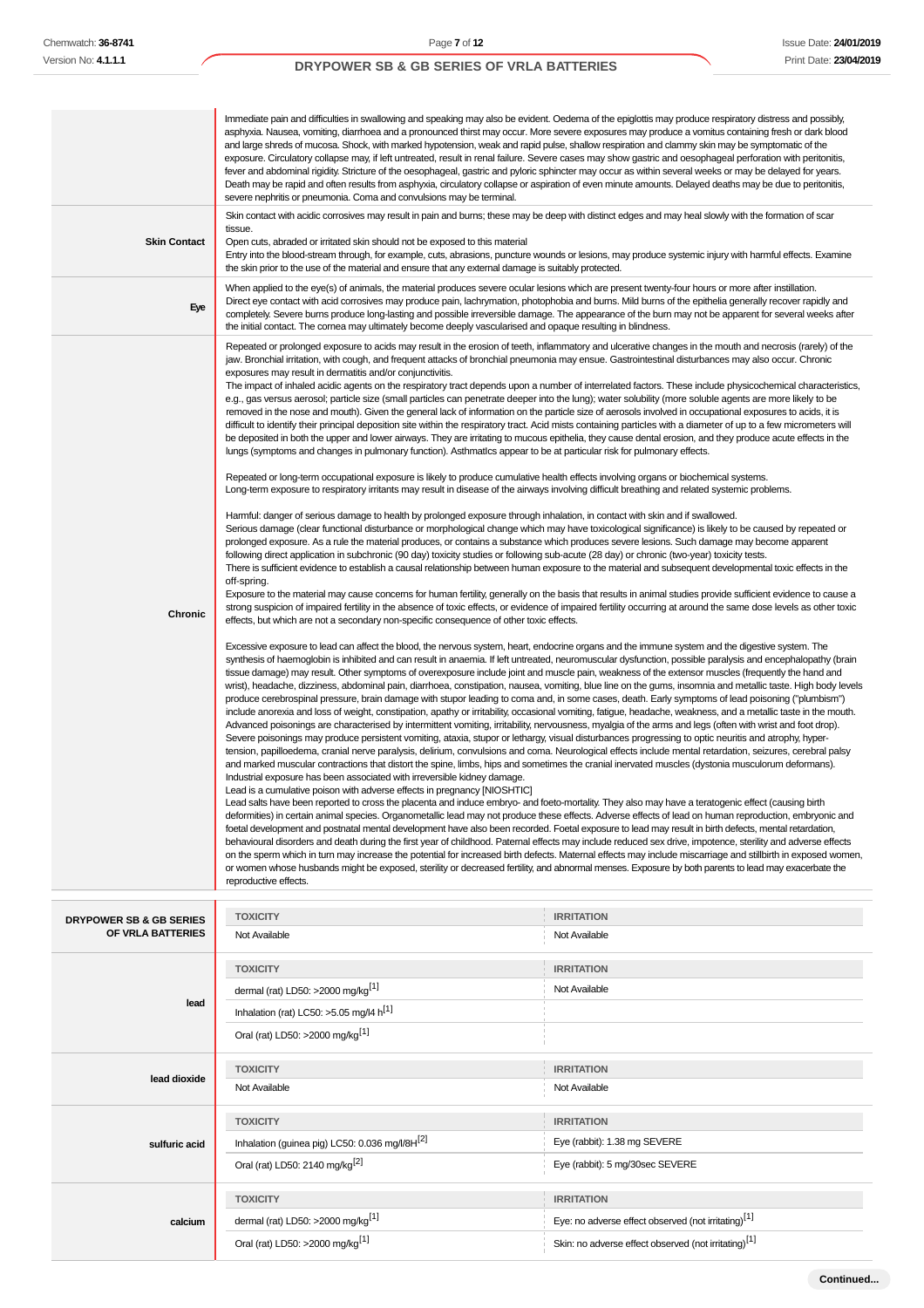| | |
|---|---|
| | Immediate pain and difficulties in swallowing and speaking may also be evident. Oedema of the epiglottis may produce respiratory distress and possibly, asphyxia. Nausea, vomiting, diarrhoea and a pronounced thirst may occur. More severe exposures may produce a vomitus containing fresh or dark blood and large shreds of mucosa. Shock, with marked hypotension, weak and rapid pulse, shallow respiration and clammy skin may be symptomatic of the exposure. Circulatory collapse may, if left untreated, result in renal failure. Severe cases may show gastric and oesophageal perforation with peritonitis, fever and abdominal rigidity. Stricture of the oesophageal, gastric and pyloric sphincter may occur as within several weeks or may be delayed for years. Death may be rapid and often results from asphyxia, circulatory collapse or aspiration of even minute amounts. Delayed deaths may be due to peritonitis, severe nephritis or pneumonia. Coma and convulsions may be terminal. |
| **Skin Contact** | Skin contact with acidic corrosives may result in pain and burns; these may be deep with distinct edges and may heal slowly with the formation of scar tissue.<br>Open cuts, abraded or irritated skin should not be exposed to this material<br>Entry into the blood-stream through, for example, cuts, abrasions, puncture wounds or lesions, may produce systemic injury with harmful effects. Examine the skin prior to the use of the material and ensure that any external damage is suitably protected. |
| **Eye** | When applied to the eye(s) of animals, the material produces severe ocular lesions which are present twenty-four hours or more after instillation.<br>Direct eye contact with acid corrosives may produce pain, lachrymation, photophobia and burns. Mild burns of the epithelia generally recover rapidly and completely. Severe burns produce long-lasting and possible irreversible damage. The appearance of the burn may not be apparent for several weeks after the initial contact. The cornea may ultimately become deeply vascularised and opaque resulting in blindness. |
| **Chronic** | Repeated or prolonged exposure to acids may result in the erosion of teeth, inflammatory and ulcerative changes in the mouth and necrosis (rarely) of the jaw. Bronchial irritation, with cough, and frequent attacks of bronchial pneumonia may ensue. Gastrointestinal disturbances may also occur. Chronic exposures may result in dermatitis and/or conjunctivitis.<br>The impact of inhaled acidic agents on the respiratory tract depends upon a number of interrelated factors. These include physicochemical characteristics, e.g., gas versus aerosol; particle size (small particles can penetrate deeper into the lung); water solubility (more soluble agents are more likely to be removed in the nose and mouth). Given the general lack of information on the particle size of aerosols involved in occupational exposures to acids, it is difficult to identify their principal deposition site within the respiratory tract. Acid mists containing particles with a diameter of up to a few micrometers will be deposited in both the upper and lower airways. They are irritating to mucous epithelia, they cause dental erosion, and they produce acute effects in the lungs (symptoms and changes in pulmonary function). Asthmatics appear to be at particular risk for pulmonary effects.<br><br>Repeated or long-term occupational exposure is likely to produce cumulative health effects involving organs or biochemical systems.<br>Long-term exposure to respiratory irritants may result in disease of the airways involving difficult breathing and related systemic problems.<br><br>Harmful: danger of serious damage to health by prolonged exposure through inhalation, in contact with skin and if swallowed.<br>Serious damage (clear functional disturbance or morphological change which may have toxicological significance) is likely to be caused by repeated or prolonged exposure. As a rule the material produces, or contains a substance which produces severe lesions. Such damage may become apparent following direct application in subchronic (90 day) toxicity studies or following sub-acute (28 day) or chronic (two-year) toxicity tests.<br>There is sufficient evidence to establish a causal relationship between human exposure to the material and subsequent developmental toxic effects in the off-spring.<br>Exposure to the material may cause concerns for human fertility, generally on the basis that results in animal studies provide sufficient evidence to cause a strong suspicion of impaired fertility in the absence of toxic effects, or evidence of impaired fertility occurring at around the same dose levels as other toxic effects, but which are not a secondary non-specific consequence of other toxic effects.<br><br>Excessive exposure to lead can affect the blood, the nervous system, heart, endocrine organs and the immune system and the digestive system. The synthesis of haemoglobin is inhibited and can result in anaemia. If left untreated, neuromuscular dysfunction, possible paralysis and encephalopathy (brain tissue damage) may result. Other symptoms of overexposure include joint and muscle pain, weakness of the extensor muscles (frequently the hand and wrist), headache, dizziness, abdominal pain, diarrhoea, constipation, nausea, vomiting, blue line on the gums, insomnia and metallic taste. High body levels produce cerebrospinal pressure, brain damage with stupor leading to coma and, in some cases, death. Early symptoms of lead poisoning ("plumbism") include anorexia and loss of weight, constipation, apathy or irritability, occasional vomiting, fatigue, headache, weakness, and a metallic taste in the mouth. Advanced poisonings are characterised by intermittent vomiting, irritability, nervousness, myalgia of the arms and legs (often with wrist and foot drop). Severe poisonings may produce persistent vomiting, ataxia, stupor or lethargy, visual disturbances progressing to optic neuritis and atrophy, hyper-tension, papilloedema, cranial nerve paralysis, delirium, convulsions and coma. Neurological effects include mental retardation, seizures, cerebral palsy and marked muscular contractions that distort the spine, limbs, hips and sometimes the cranial inervated muscles (dystonia musculorum deformans). Industrial exposure has been associated with irreversible kidney damage.<br>Lead is a cumulative poison with adverse effects in pregnancy [NIOSHTIC]<br>Lead salts have been reported to cross the placenta and induce embryo- and foeto-mortality. They also may have a teratogenic effect (causing birth deformities) in certain animal species. Organometallic lead may not produce these effects. Adverse effects of lead on human reproduction, embryonic and foetal development and postnatal mental development have also been recorded. Foetal exposure to lead may result in birth defects, mental retardation, behavioural disorders and death during the first year of childhood. Paternal effects may include reduced sex drive, impotence, sterility and adverse effects on the sperm which in turn may increase the potential for increased birth defects. Maternal effects may include miscarriage and stillbirth in exposed women, or women whose husbands might be exposed, sterility or decreased fertility, and abnormal menses. Exposure by both parents to lead may exacerbate the reproductive effects. |

| | TOXICITY | IRRITATION |
|---|---|---|
| **DRYPOWER SB & GB SERIES OF VRLA BATTERIES** | Not Available | Not Available |

| | TOXICITY | IRRITATION |
|---|---|---|
| **lead** | dermal (rat) LD50: >2000 mg/kg[1] | Not Available |
| | Inhalation (rat) LC50: >5.05 mg/l4 h[1] | |
| | Oral (rat) LD50: >2000 mg/kg[1] | |

| | TOXICITY | IRRITATION |
|---|---|---|
| **lead dioxide** | Not Available | Not Available |

| | TOXICITY | IRRITATION |
|---|---|---|
| **sulfuric acid** | Inhalation (guinea pig) LC50: 0.036 mg/l/8H[2] | Eye (rabbit): 1.38 mg SEVERE |
| | Oral (rat) LD50: 2140 mg/kg[2] | Eye (rabbit): 5 mg/30sec SEVERE |

| | TOXICITY | IRRITATION |
|---|---|---|
| **calcium** | dermal (rat) LD50: >2000 mg/kg[1] | Eye: no adverse effect observed (not irritating)[1] |
| | Oral (rat) LD50: >2000 mg/kg[1] | Skin: no adverse effect observed (not irritating)[1] |

Continued...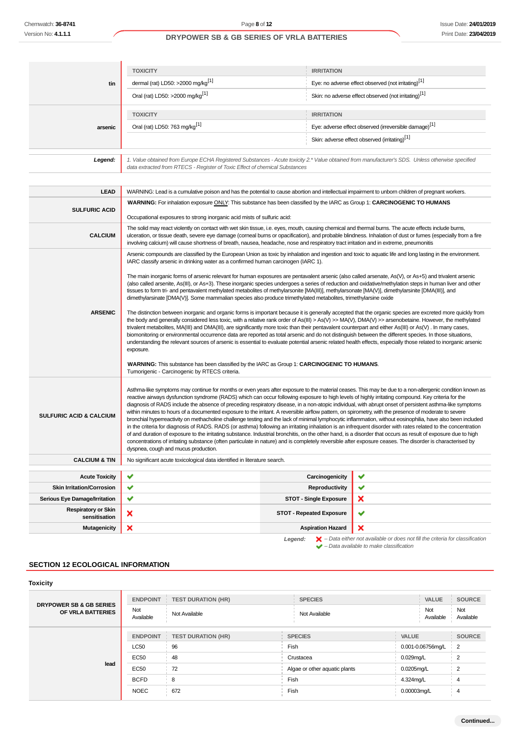| | TOXICITY | IRRITATION |
|---|---|---|
| tin | dermal (rat) LD50: >2000 mg/kg[1] | Eye: no adverse effect observed (not irritating)[1] |
| | Oral (rat) LD50: >2000 mg/kg[1] | Skin: no adverse effect observed (not irritating)[1] |

| | TOXICITY | IRRITATION |
|---|---|---|
| arsenic | Oral (rat) LD50: 763 mg/kg[1] | Eye: adverse effect observed (irreversible damage)[1] |
| | | Skin: adverse effect observed (irritating)[1] |

**Legend:** *1. Value obtained from Europe ECHA Registered Substances - Acute toxicity 2.* Value obtained from manufacturer's SDS. Unless otherwise specified data extracted from RTECS - Register of Toxic Effect of chemical Substances*

| | |
|---|---|
| **LEAD** | WARNING: Lead is a cumulative poison and has the potential to cause abortion and intellectual impairment to unborn children of pregnant workers. |
| **SULFURIC ACID** | **WARNING:** For inhalation exposure ONLY: This substance has been classified by the IARC as Group 1: **CARCINOGENIC TO HUMANS**<br><br>Occupational exposures to strong inorganic acid mists of sulfuric acid: |
| **CALCIUM** | The solid may react violently on contact with wet skin tissue, i.e. eyes, mouth, causing chemical and thermal burns. The acute effects include burns, ulceration, or tissue death, severe eye damage (corneal burns or opacification), and probable blindness. Inhalation of dust or fumes (especially from a fire involving calcium) will cause shortness of breath, nausea, headache, nose and respiratory tract irritation and in extreme, pneumonitis |
| **ARSENIC** | Arsenic compounds are classified by the European Union as toxic by inhalation and ingestion and toxic to aquatic life and long lasting in the environment. IARC classify arsenic in drinking water as a confirmed human carcinogen (IARC 1).<br><br>The main inorganic forms of arsenic relevant for human exposures are pentavalent arsenic (also called arsenate, As(V), or As+5) and trivalent arsenic (also called arsenite, As(III), or As+3). These inorganic species undergoes a series of reduction and oxidative/methylation steps in human liver and other tissues to form tri- and pentavalent methylated metabolites of methylarsonite [MA(III)], methylarsonate [MA(V)], dimethylarsinite [DMA(III)], and dimethylarsinate [DMA(V)]. Some mammalian species also produce trimethylated metabolites, trimethylarsine oxide<br><br>The distinction between inorganic and organic forms is important because it is generally accepted that the organic species are excreted more quickly from the body and generally considered less toxic, with a relative rank order of As(III) > As(V) >> MA(V), DMA(V) >> arsenobetaine. However, the methylated trivalent metabolites, MA(III) and DMA(III), are significantly more toxic than their pentavalent counterpart and either As(III) or As(V) . In many cases, biomonitoring or environmental occurrence data are reported as total arsenic and do not distinguish between the different species. In those situations, understanding the relevant sources of arsenic is essential to evaluate potential arsenic related health effects, especially those related to inorganic arsenic exposure.<br><br>**WARNING:** This substance has been classified by the IARC as Group 1: **CARCINOGENIC TO HUMANS**.<br>Tumorigenic - Carcinogenic by RTECS criteria. |
| **SULFURIC ACID & CALCIUM** | Asthma-like symptoms may continue for months or even years after exposure to the material ceases. This may be due to a non-allergenic condition known as reactive airways dysfunction syndrome (RADS) which can occur following exposure to high levels of highly irritating compound. Key criteria for the diagnosis of RADS include the absence of preceding respiratory disease, in a non-atopic individual, with abrupt onset of persistent asthma-like symptoms within minutes to hours of a documented exposure to the irritant. A reversible airflow pattern, on spirometry, with the presence of moderate to severe bronchial hyperreactivity on methacholine challenge testing and the lack of minimal lymphocytic inflammation, without eosinophilia, have also been included in the criteria for diagnosis of RADS. RADS (or asthma) following an irritating inhalation is an infrequent disorder with rates related to the concentration of and duration of exposure to the irritating substance. Industrial bronchitis, on the other hand, is a disorder that occurs as result of exposure due to high concentrations of irritating substance (often particulate in nature) and is completely reversible after exposure ceases. The disorder is characterised by dyspnea, cough and mucus production. |
| **CALCIUM & TIN** | No significant acute toxicological data identified in literature search. |

| | | | |
|---|---|---|---|
| **Acute Toxicity** | ✔ | **Carcinogenicity** | ✔ |
| **Skin Irritation/Corrosion** | ✔ | **Reproductivity** | ✔ |
| **Serious Eye Damage/Irritation** | ✔ | **STOT - Single Exposure** | ✘ |
| **Respiratory or Skin sensitisation** | ✘ | **STOT - Repeated Exposure** | ✔ |
| **Mutagenicity** | ✘ | **Aspiration Hazard** | ✘ |

***Legend:*** *✘ – Data either not available or does not fill the criteria for classification*
*✔ – Data available to make classification*

## SECTION 12 ECOLOGICAL INFORMATION

### Toxicity

| DRYPOWER SB & GB SERIES OF VRLA BATTERIES | ENDPOINT | TEST DURATION (HR) | SPECIES | VALUE | SOURCE |
|---|---|---|---|---|---|
| | Not Available | Not Available | Not Available | Not Available | Not Available |

| lead | ENDPOINT | TEST DURATION (HR) | SPECIES | VALUE | SOURCE |
|---|---|---|---|---|---|
| | LC50 | 96 | Fish | 0.001-0.06756mg/L | 2 |
| | EC50 | 48 | Crustacea | 0.029mg/L | 2 |
| | EC50 | 72 | Algae or other aquatic plants | 0.0205mg/L | 2 |
| | BCFD | 8 | Fish | 4.324mg/L | 4 |
| | NOEC | 672 | Fish | 0.00003mg/L | 4 |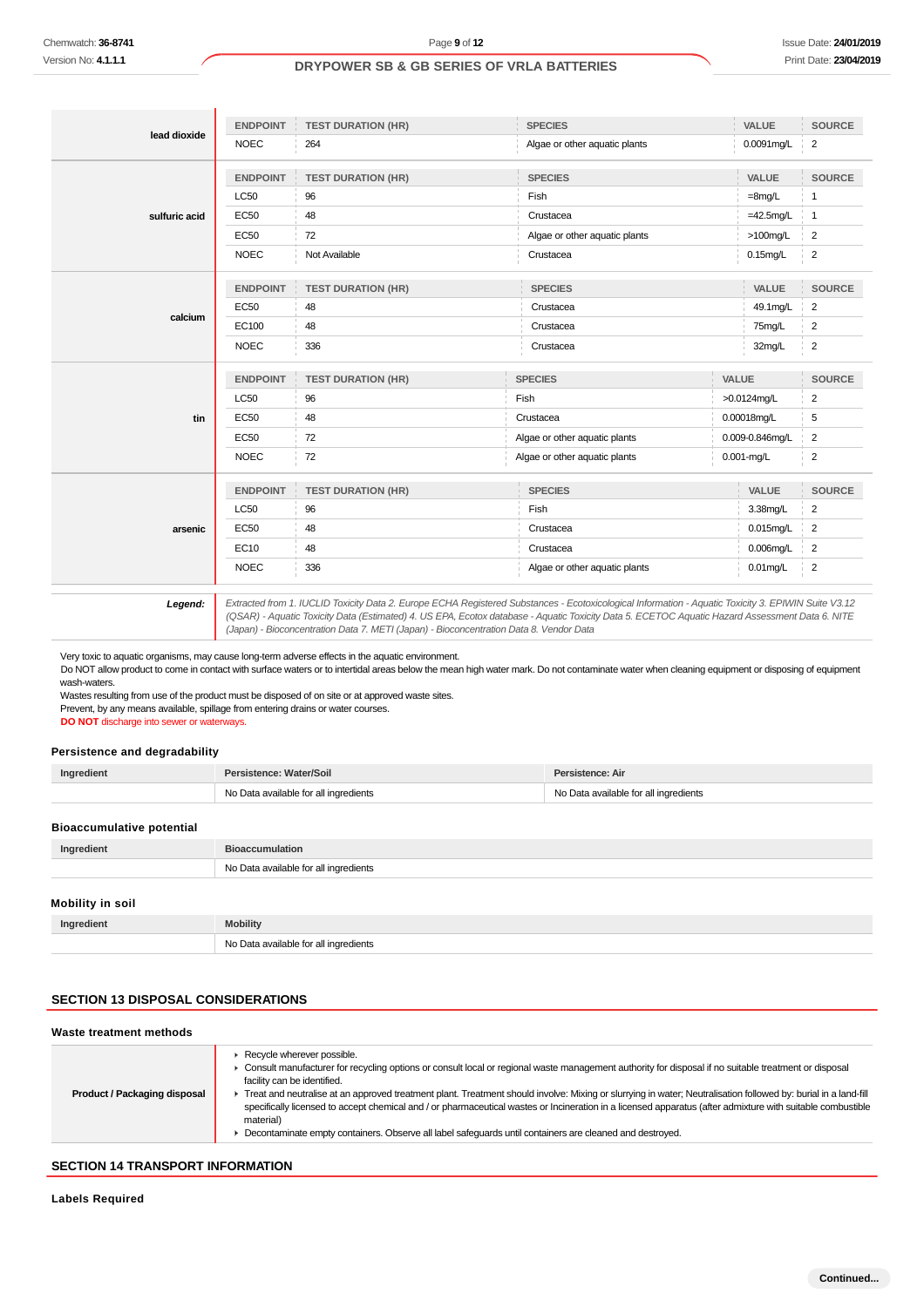| | ENDPOINT | TEST DURATION (HR) | SPECIES | VALUE | SOURCE |
|---|---|---|---|---|---|
| **lead dioxide** | NOEC | 264 | Algae or other aquatic plants | 0.0091mg/L | 2 |

| | ENDPOINT | TEST DURATION (HR) | SPECIES | VALUE | SOURCE |
|---|---|---|---|---|---|
| **sulfuric acid** | LC50 | 96 | Fish | =8mg/L | 1 |
| | EC50 | 48 | Crustacea | =42.5mg/L | 1 |
| | EC50 | 72 | Algae or other aquatic plants | >100mg/L | 2 |
| | NOEC | Not Available | Crustacea | 0.15mg/L | 2 |

| | ENDPOINT | TEST DURATION (HR) | SPECIES | VALUE | SOURCE |
|---|---|---|---|---|---|
| **calcium** | EC50 | 48 | Crustacea | 49.1mg/L | 2 |
| | EC100 | 48 | Crustacea | 75mg/L | 2 |
| | NOEC | 336 | Crustacea | 32mg/L | 2 |

| | ENDPOINT | TEST DURATION (HR) | SPECIES | VALUE | SOURCE |
|---|---|---|---|---|---|
| **tin** | LC50 | 96 | Fish | >0.0124mg/L | 2 |
| | EC50 | 48 | Crustacea | 0.00018mg/L | 5 |
| | EC50 | 72 | Algae or other aquatic plants | 0.009-0.846mg/L | 2 |
| | NOEC | 72 | Algae or other aquatic plants | 0.001-mg/L | 2 |

| | ENDPOINT | TEST DURATION (HR) | SPECIES | VALUE | SOURCE |
|---|---|---|---|---|---|
| **arsenic** | LC50 | 96 | Fish | 3.38mg/L | 2 |
| | EC50 | 48 | Crustacea | 0.015mg/L | 2 |
| | EC10 | 48 | Crustacea | 0.006mg/L | 2 |
| | NOEC | 336 | Algae or other aquatic plants | 0.01mg/L | 2 |

***Legend:*** *Extracted from 1. IUCLID Toxicity Data 2. Europe ECHA Registered Substances - Ecotoxicological Information - Aquatic Toxicity 3. EPIWIN Suite V3.12 (QSAR) - Aquatic Toxicity Data (Estimated) 4. US EPA, Ecotox database - Aquatic Toxicity Data 5. ECETOC Aquatic Hazard Assessment Data 6. NITE (Japan) - Bioconcentration Data 7. METI (Japan) - Bioconcentration Data 8. Vendor Data*

Very toxic to aquatic organisms, may cause long-term adverse effects in the aquatic environment.
Do NOT allow product to come in contact with surface waters or to intertidal areas below the mean high water mark. Do not contaminate water when cleaning equipment or disposing of equipment wash-waters.
Wastes resulting from use of the product must be disposed of on site or at approved waste sites.
Prevent, by any means available, spillage from entering drains or water courses.
**DO NOT** discharge into sewer or waterways.

### Persistence and degradability

| Ingredient | Persistence: Water/Soil | Persistence: Air |
|---|---|---|
| | No Data available for all ingredients | No Data available for all ingredients |

### Bioaccumulative potential

| Ingredient | Bioaccumulation |
|---|---|
| | No Data available for all ingredients |

### Mobility in soil

| Ingredient | Mobility |
|---|---|
| | No Data available for all ingredients |

## SECTION 13 DISPOSAL CONSIDERATIONS

### Waste treatment methods

| | |
|---|---|
| **Product / Packaging disposal** | ▸ Recycle wherever possible.<br>▸ Consult manufacturer for recycling options or consult local or regional waste management authority for disposal if no suitable treatment or disposal facility can be identified.<br>▸ Treat and neutralise at an approved treatment plant. Treatment should involve: Mixing or slurrying in water; Neutralisation followed by: burial in a land-fill specifically licensed to accept chemical and / or pharmaceutical wastes or Incineration in a licensed apparatus (after admixture with suitable combustible material)<br>▸ Decontaminate empty containers. Observe all label safeguards until containers are cleaned and destroyed. |

## SECTION 14 TRANSPORT INFORMATION

### Labels Required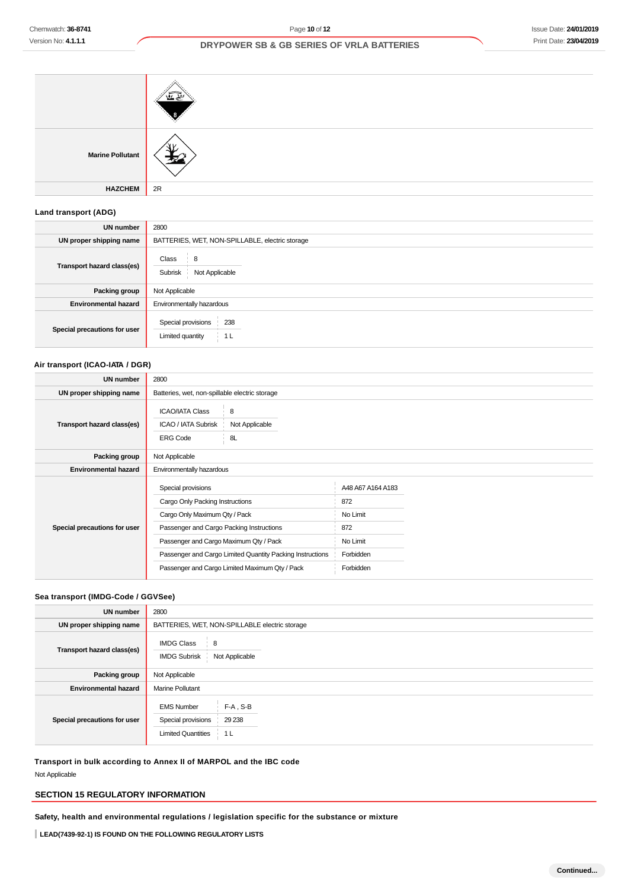| | |
|---|---|
| | |
| **Marine Pollutant** | |
| **HAZCHEM** | 2R |

### Land transport (ADG)

| | |
|---|---|
| **UN number** | 2800 |
| **UN proper shipping name** | BATTERIES, WET, NON-SPILLABLE, electric storage |
| **Transport hazard class(es)** | Class: 8<br>Subrisk: Not Applicable |
| **Packing group** | Not Applicable |
| **Environmental hazard** | Environmentally hazardous |
| **Special precautions for user** | Special provisions: 238<br>Limited quantity: 1 L |

### Air transport (ICAO-IATA / DGR)

| | |
|---|---|
| **UN number** | 2800 |
| **UN proper shipping name** | Batteries, wet, non-spillable electric storage |
| **Transport hazard class(es)** | ICAO/IATA Class: 8<br>ICAO / IATA Subrisk: Not Applicable<br>ERG Code: 8L |
| **Packing group** | Not Applicable |
| **Environmental hazard** | Environmentally hazardous |
| **Special precautions for user** | Special provisions: A48 A67 A164 A183<br>Cargo Only Packing Instructions: 872<br>Cargo Only Maximum Qty / Pack: No Limit<br>Passenger and Cargo Packing Instructions: 872<br>Passenger and Cargo Maximum Qty / Pack: No Limit<br>Passenger and Cargo Limited Quantity Packing Instructions: Forbidden<br>Passenger and Cargo Limited Maximum Qty / Pack: Forbidden |

### Sea transport (IMDG-Code / GGVSee)

| | |
|---|---|
| **UN number** | 2800 |
| **UN proper shipping name** | BATTERIES, WET, NON-SPILLABLE electric storage |
| **Transport hazard class(es)** | IMDG Class: 8<br>IMDG Subrisk: Not Applicable |
| **Packing group** | Not Applicable |
| **Environmental hazard** | Marine Pollutant |
| **Special precautions for user** | EMS Number: F-A , S-B<br>Special provisions: 29 238<br>Limited Quantities: 1 L |

### Transport in bulk according to Annex II of MARPOL and the IBC code

Not Applicable

## SECTION 15 REGULATORY INFORMATION

### Safety, health and environmental regulations / legislation specific for the substance or mixture

**LEAD(7439-92-1) IS FOUND ON THE FOLLOWING REGULATORY LISTS**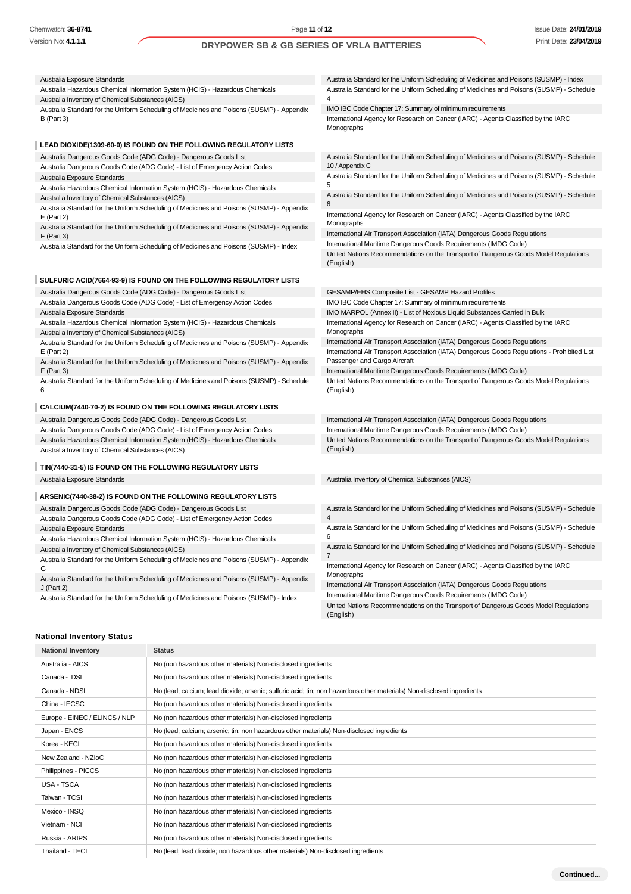Australia Exposure Standards
Australia Hazardous Chemical Information System (HCIS) - Hazardous Chemicals
Australia Inventory of Chemical Substances (AICS)
Australia Standard for the Uniform Scheduling of Medicines and Poisons (SUSMP) - Appendix B (Part 3)
Australia Standard for the Uniform Scheduling of Medicines and Poisons (SUSMP) - Index
Australia Standard for the Uniform Scheduling of Medicines and Poisons (SUSMP) - Schedule 4
IMO IBC Code Chapter 17: Summary of minimum requirements
International Agency for Research on Cancer (IARC) - Agents Classified by the IARC Monographs

### LEAD DIOXIDE(1309-60-0) IS FOUND ON THE FOLLOWING REGULATORY LISTS

Australia Dangerous Goods Code (ADG Code) - Dangerous Goods List
Australia Dangerous Goods Code (ADG Code) - List of Emergency Action Codes
Australia Exposure Standards
Australia Hazardous Chemical Information System (HCIS) - Hazardous Chemicals
Australia Inventory of Chemical Substances (AICS)
Australia Standard for the Uniform Scheduling of Medicines and Poisons (SUSMP) - Appendix E (Part 2)
Australia Standard for the Uniform Scheduling of Medicines and Poisons (SUSMP) - Appendix F (Part 3)
Australia Standard for the Uniform Scheduling of Medicines and Poisons (SUSMP) - Index
Australia Standard for the Uniform Scheduling of Medicines and Poisons (SUSMP) - Schedule 10 / Appendix C
Australia Standard for the Uniform Scheduling of Medicines and Poisons (SUSMP) - Schedule 5
Australia Standard for the Uniform Scheduling of Medicines and Poisons (SUSMP) - Schedule 6
International Agency for Research on Cancer (IARC) - Agents Classified by the IARC Monographs
International Air Transport Association (IATA) Dangerous Goods Regulations
International Maritime Dangerous Goods Requirements (IMDG Code)
United Nations Recommendations on the Transport of Dangerous Goods Model Regulations (English)

### SULFURIC ACID(7664-93-9) IS FOUND ON THE FOLLOWING REGULATORY LISTS

Australia Dangerous Goods Code (ADG Code) - Dangerous Goods List
Australia Dangerous Goods Code (ADG Code) - List of Emergency Action Codes
Australia Exposure Standards
Australia Hazardous Chemical Information System (HCIS) - Hazardous Chemicals
Australia Inventory of Chemical Substances (AICS)
Australia Standard for the Uniform Scheduling of Medicines and Poisons (SUSMP) - Appendix E (Part 2)
Australia Standard for the Uniform Scheduling of Medicines and Poisons (SUSMP) - Appendix F (Part 3)
Australia Standard for the Uniform Scheduling of Medicines and Poisons (SUSMP) - Schedule 6
GESAMP/EHS Composite List - GESAMP Hazard Profiles
IMO IBC Code Chapter 17: Summary of minimum requirements
IMO MARPOL (Annex II) - List of Noxious Liquid Substances Carried in Bulk
International Agency for Research on Cancer (IARC) - Agents Classified by the IARC Monographs
International Air Transport Association (IATA) Dangerous Goods Regulations
International Air Transport Association (IATA) Dangerous Goods Regulations - Prohibited List Passenger and Cargo Aircraft
International Maritime Dangerous Goods Requirements (IMDG Code)
United Nations Recommendations on the Transport of Dangerous Goods Model Regulations (English)

### CALCIUM(7440-70-2) IS FOUND ON THE FOLLOWING REGULATORY LISTS

Australia Dangerous Goods Code (ADG Code) - Dangerous Goods List
Australia Dangerous Goods Code (ADG Code) - List of Emergency Action Codes
Australia Hazardous Chemical Information System (HCIS) - Hazardous Chemicals
Australia Inventory of Chemical Substances (AICS)
International Air Transport Association (IATA) Dangerous Goods Regulations
International Maritime Dangerous Goods Requirements (IMDG Code)
United Nations Recommendations on the Transport of Dangerous Goods Model Regulations (English)

### TIN(7440-31-5) IS FOUND ON THE FOLLOWING REGULATORY LISTS

Australia Exposure Standards
Australia Inventory of Chemical Substances (AICS)

### ARSENIC(7440-38-2) IS FOUND ON THE FOLLOWING REGULATORY LISTS

Australia Dangerous Goods Code (ADG Code) - Dangerous Goods List
Australia Dangerous Goods Code (ADG Code) - List of Emergency Action Codes
Australia Exposure Standards
Australia Hazardous Chemical Information System (HCIS) - Hazardous Chemicals
Australia Inventory of Chemical Substances (AICS)
Australia Standard for the Uniform Scheduling of Medicines and Poisons (SUSMP) - Appendix G
Australia Standard for the Uniform Scheduling of Medicines and Poisons (SUSMP) - Appendix J (Part 2)
Australia Standard for the Uniform Scheduling of Medicines and Poisons (SUSMP) - Index
Australia Standard for the Uniform Scheduling of Medicines and Poisons (SUSMP) - Schedule 4
Australia Standard for the Uniform Scheduling of Medicines and Poisons (SUSMP) - Schedule 6
Australia Standard for the Uniform Scheduling of Medicines and Poisons (SUSMP) - Schedule 7
International Agency for Research on Cancer (IARC) - Agents Classified by the IARC Monographs
International Air Transport Association (IATA) Dangerous Goods Regulations
International Maritime Dangerous Goods Requirements (IMDG Code)
United Nations Recommendations on the Transport of Dangerous Goods Model Regulations (English)

### National Inventory Status

| National Inventory | Status |
|---|---|
| Australia - AICS | No (non hazardous other materials) Non-disclosed ingredients |
| Canada - DSL | No (non hazardous other materials) Non-disclosed ingredients |
| Canada - NDSL | No (lead; calcium; lead dioxide; arsenic; sulfuric acid; tin; non hazardous other materials) Non-disclosed ingredients |
| China - IECSC | No (non hazardous other materials) Non-disclosed ingredients |
| Europe - EINEC / ELINCS / NLP | No (non hazardous other materials) Non-disclosed ingredients |
| Japan - ENCS | No (lead; calcium; arsenic; tin; non hazardous other materials) Non-disclosed ingredients |
| Korea - KECI | No (non hazardous other materials) Non-disclosed ingredients |
| New Zealand - NZIoC | No (non hazardous other materials) Non-disclosed ingredients |
| Philippines - PICCS | No (non hazardous other materials) Non-disclosed ingredients |
| USA - TSCA | No (non hazardous other materials) Non-disclosed ingredients |
| Taiwan - TCSI | No (non hazardous other materials) Non-disclosed ingredients |
| Mexico - INSQ | No (non hazardous other materials) Non-disclosed ingredients |
| Vietnam - NCI | No (non hazardous other materials) Non-disclosed ingredients |
| Russia - ARIPS | No (non hazardous other materials) Non-disclosed ingredients |
| Thailand - TECI | No (lead; lead dioxide; non hazardous other materials) Non-disclosed ingredients |

Continued...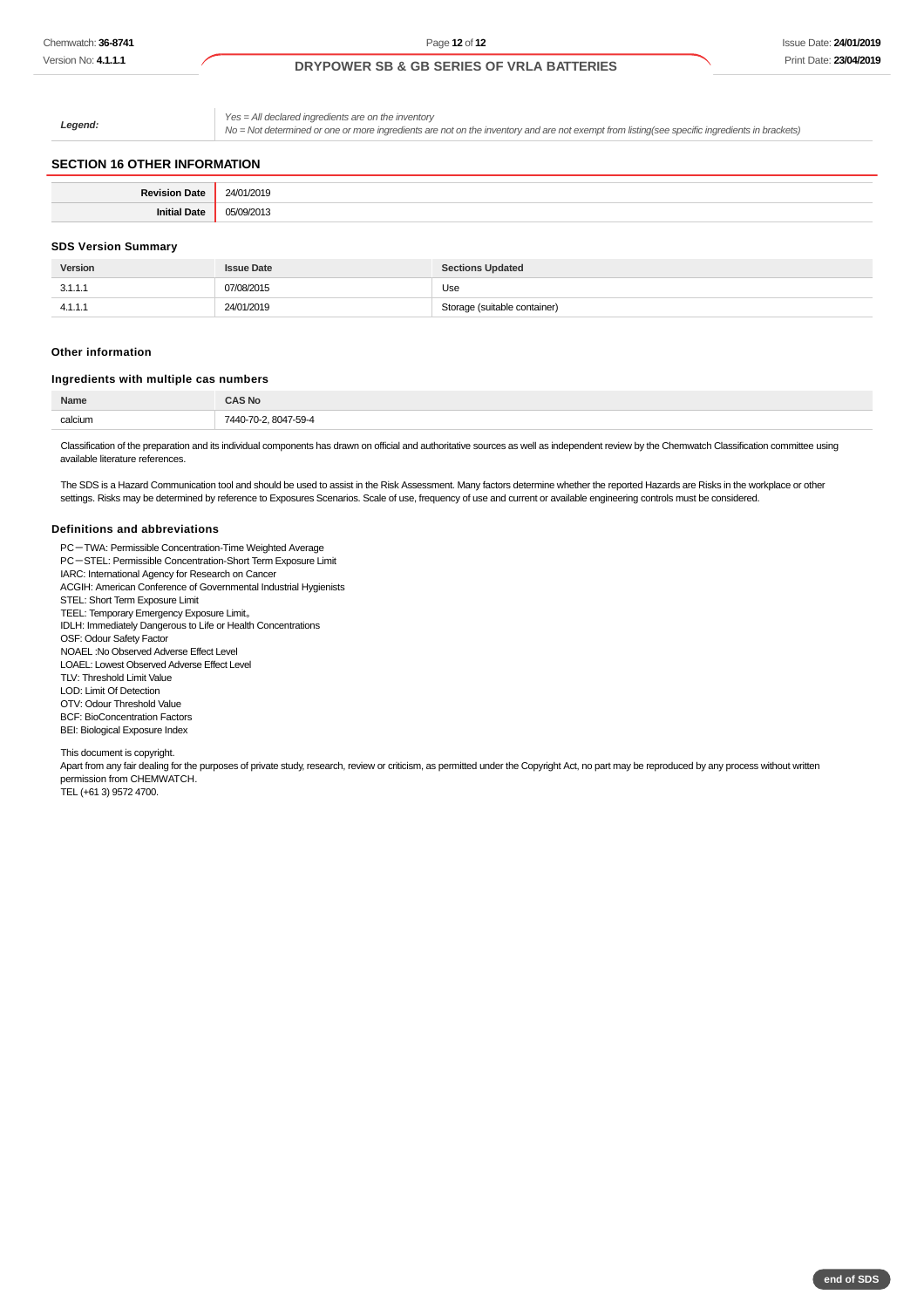| | |
|---|---|
| ***Legend:*** | *Yes = All declared ingredients are on the inventory*<br>*No = Not determined or one or more ingredients are not on the inventory and are not exempt from listing(see specific ingredients in brackets)* |

## SECTION 16 OTHER INFORMATION

| | |
|---|---|
| **Revision Date** | 24/01/2019 |
| **Initial Date** | 05/09/2013 |

### SDS Version Summary

| Version | Issue Date | Sections Updated |
|---|---|---|
| 3.1.1.1 | 07/08/2015 | Use |
| 4.1.1.1 | 24/01/2019 | Storage (suitable container) |

### Other information

### Ingredients with multiple cas numbers

| Name | CAS No |
|---|---|
| calcium | 7440-70-2, 8047-59-4 |

Classification of the preparation and its individual components has drawn on official and authoritative sources as well as independent review by the Chemwatch Classification committee using available literature references.

The SDS is a Hazard Communication tool and should be used to assist in the Risk Assessment. Many factors determine whether the reported Hazards are Risks in the workplace or other settings. Risks may be determined by reference to Exposures Scenarios. Scale of use, frequency of use and current or available engineering controls must be considered.

### Definitions and abbreviations

PC－TWA: Permissible Concentration-Time Weighted Average
PC－STEL: Permissible Concentration-Short Term Exposure Limit
IARC: International Agency for Research on Cancer
ACGIH: American Conference of Governmental Industrial Hygienists
STEL: Short Term Exposure Limit
TEEL: Temporary Emergency Exposure Limit。
IDLH: Immediately Dangerous to Life or Health Concentrations
OSF: Odour Safety Factor
NOAEL :No Observed Adverse Effect Level
LOAEL: Lowest Observed Adverse Effect Level
TLV: Threshold Limit Value
LOD: Limit Of Detection
OTV: Odour Threshold Value
BCF: BioConcentration Factors
BEI: Biological Exposure Index

This document is copyright.
Apart from any fair dealing for the purposes of private study, research, review or criticism, as permitted under the Copyright Act, no part may be reproduced by any process without written permission from CHEMWATCH.
TEL (+61 3) 9572 4700.

end of SDS